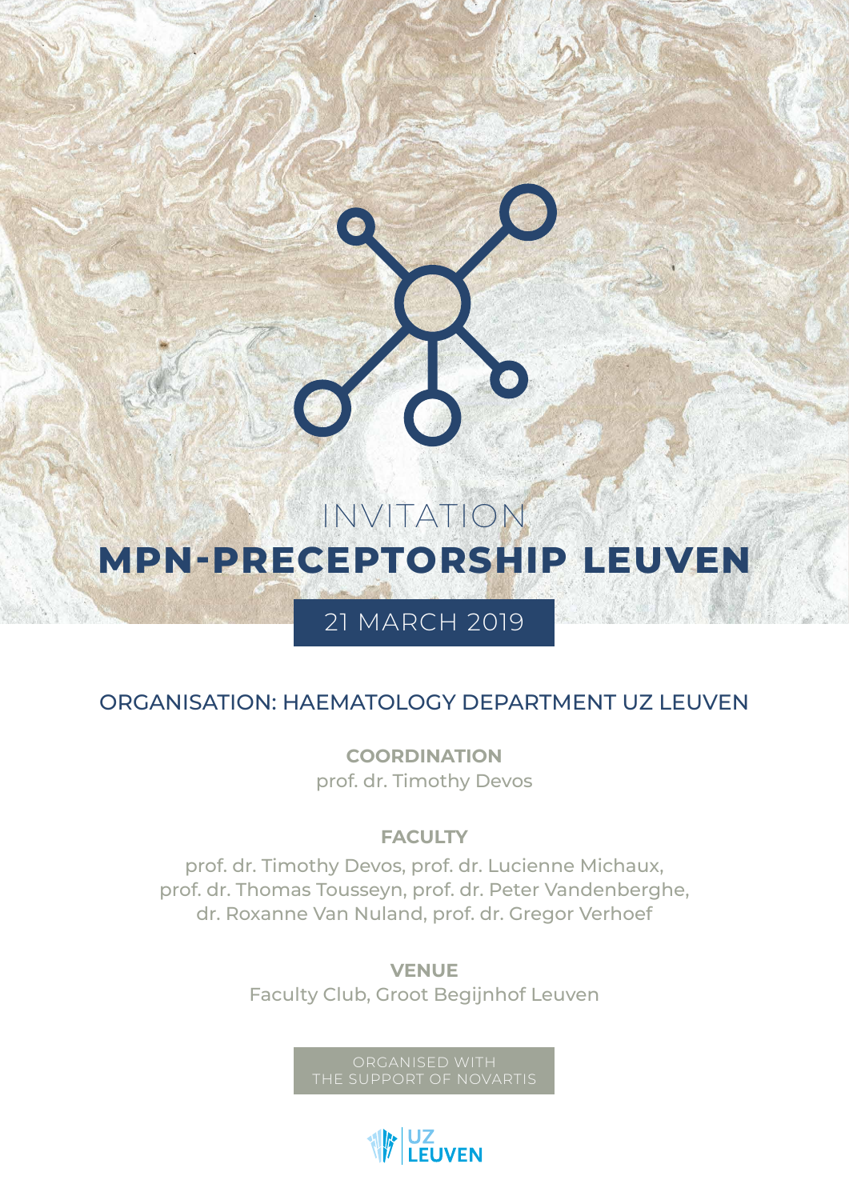INVITATION

# MPN-PRECEPTORSHIP LEUVEN

21 MARCH 2019

## ORGANISATION: HAEMATOLOGY DEPARTMENT UZ LEUVEN

**COORDINATION**

prof. dr. Timothy Devos

**FACULTY**

prof. dr. Timothy Devos, prof. dr. Lucienne Michaux,
prof. dr. Thomas Tousseyn, prof. dr. Peter Vandenberghe,
dr. Roxanne Van Nuland, prof. dr. Gregor Verhoef

**VENUE**

Faculty Club, Groot Begijnhof Leuven

ORGANISED WITH
THE SUPPORT OF NOVARTIS

UZ LEUVEN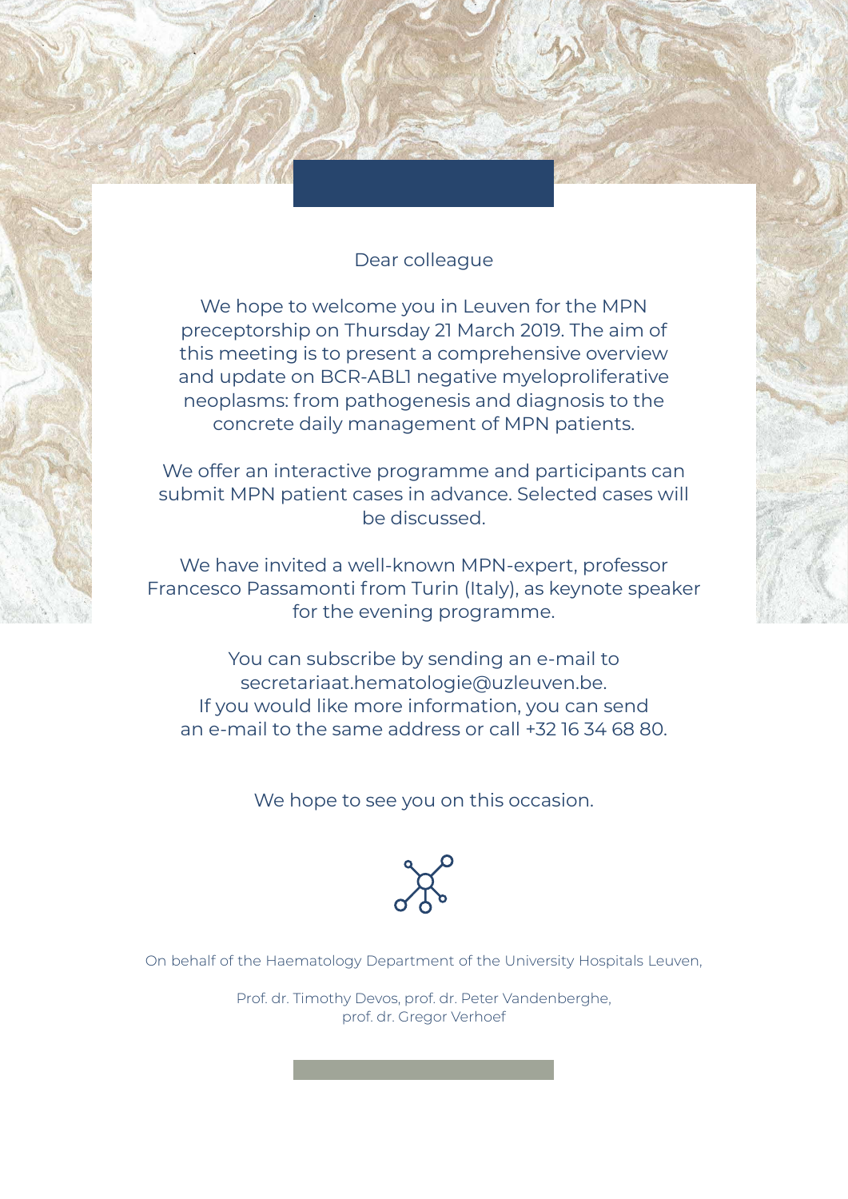Dear colleague

We hope to welcome you in Leuven for the MPN preceptorship on Thursday 21 March 2019. The aim of this meeting is to present a comprehensive overview and update on BCR-ABL1 negative myeloproliferative neoplasms: from pathogenesis and diagnosis to the concrete daily management of MPN patients.

We offer an interactive programme and participants can submit MPN patient cases in advance. Selected cases will be discussed.

We have invited a well-known MPN-expert, professor Francesco Passamonti from Turin (Italy), as keynote speaker for the evening programme.

You can subscribe by sending an e-mail to secretariaat.hematologie@uzleuven.be.
If you would like more information, you can send an e-mail to the same address or call +32 16 34 68 80.

We hope to see you on this occasion.

On behalf of the Haematology Department of the University Hospitals Leuven,

Prof. dr. Timothy Devos, prof. dr. Peter Vandenberghe,
prof. dr. Gregor Verhoef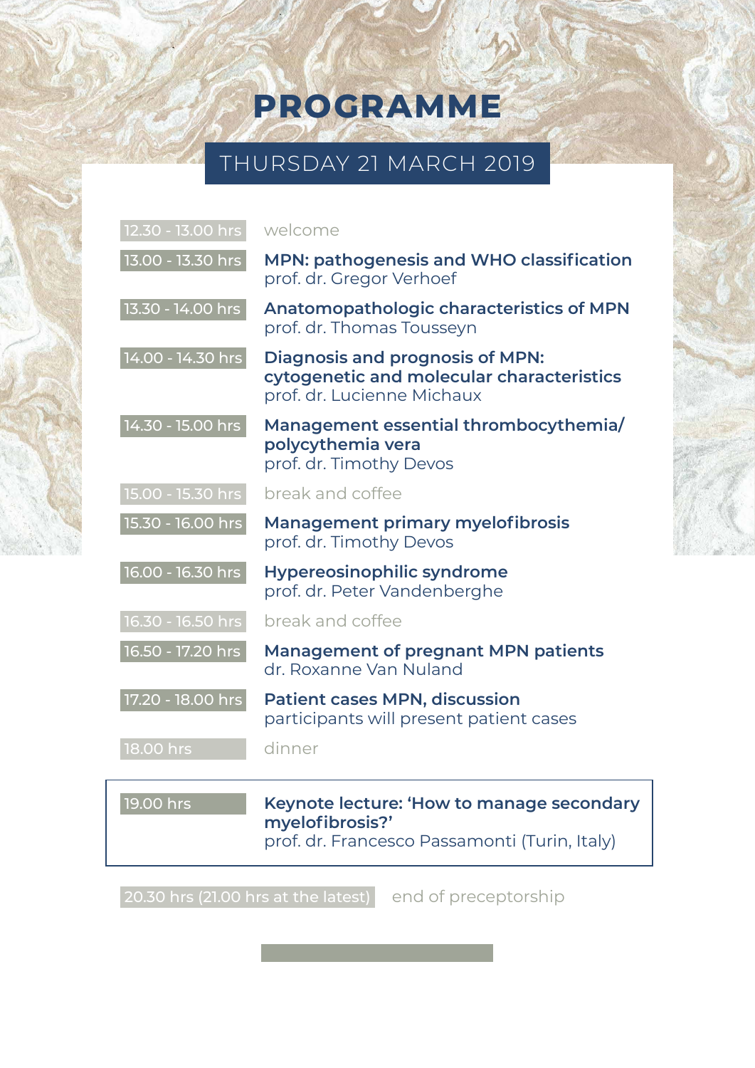# PROGRAMME

## THURSDAY 21 MARCH 2019

| | |
|---|---|
| 12.30 - 13.00 hrs | welcome |
| 13.00 - 13.30 hrs | **MPN: pathogenesis and WHO classification**<br>prof. dr. Gregor Verhoef |
| 13.30 - 14.00 hrs | **Anatomopathologic characteristics of MPN**<br>prof. dr. Thomas Tousseyn |
| 14.00 - 14.30 hrs | **Diagnosis and prognosis of MPN: cytogenetic and molecular characteristics**<br>prof. dr. Lucienne Michaux |
| 14.30 - 15.00 hrs | **Management essential thrombocythemia/ polycythemia vera**<br>prof. dr. Timothy Devos |
| 15.00 - 15.30 hrs | break and coffee |
| 15.30 - 16.00 hrs | **Management primary myelofibrosis**<br>prof. dr. Timothy Devos |
| 16.00 - 16.30 hrs | **Hypereosinophilic syndrome**<br>prof. dr. Peter Vandenberghe |
| 16.30 - 16.50 hrs | break and coffee |
| 16.50 - 17.20 hrs | **Management of pregnant MPN patients**<br>dr. Roxanne Van Nuland |
| 17.20 - 18.00 hrs | **Patient cases MPN, discussion**<br>participants will present patient cases |
| 18.00 hrs | dinner |
| 19.00 hrs | **Keynote lecture: 'How to manage secondary myelofibrosis?'**<br>prof. dr. Francesco Passamonti (Turin, Italy) |
| 20.30 hrs (21.00 hrs at the latest) | end of preceptorship |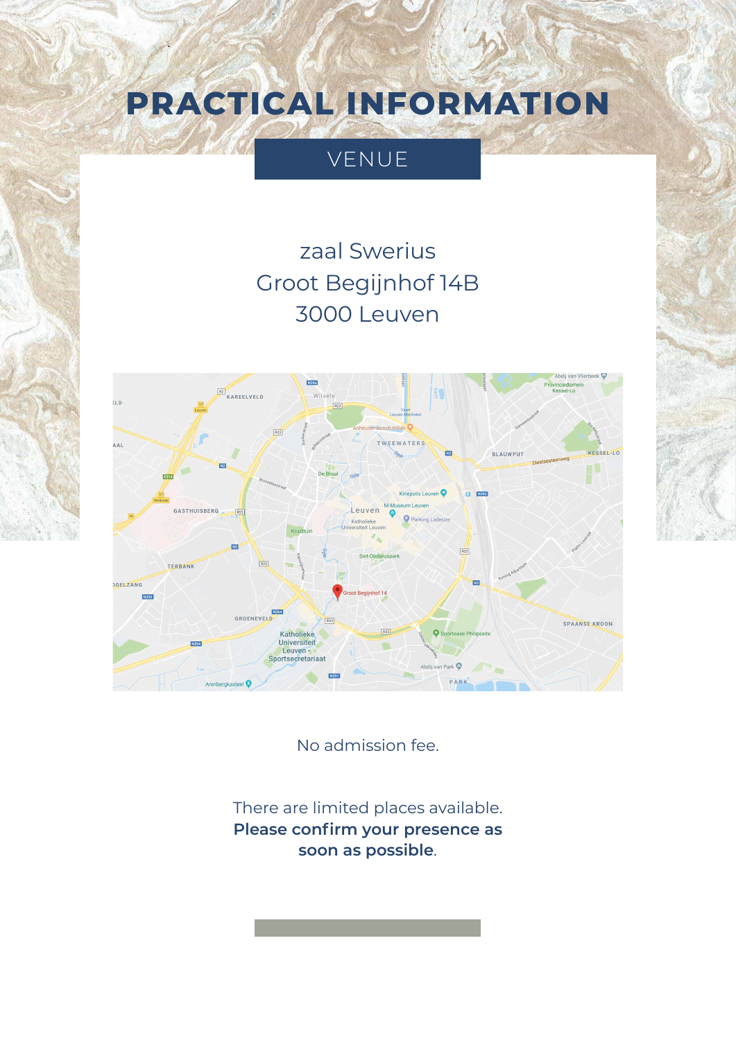# PRACTICAL INFORMATION

## VENUE

zaal Swerius
Groot Begijnhof 14B
3000 Leuven

No admission fee.

There are limited places available.
**Please confirm your presence as soon as possible**.